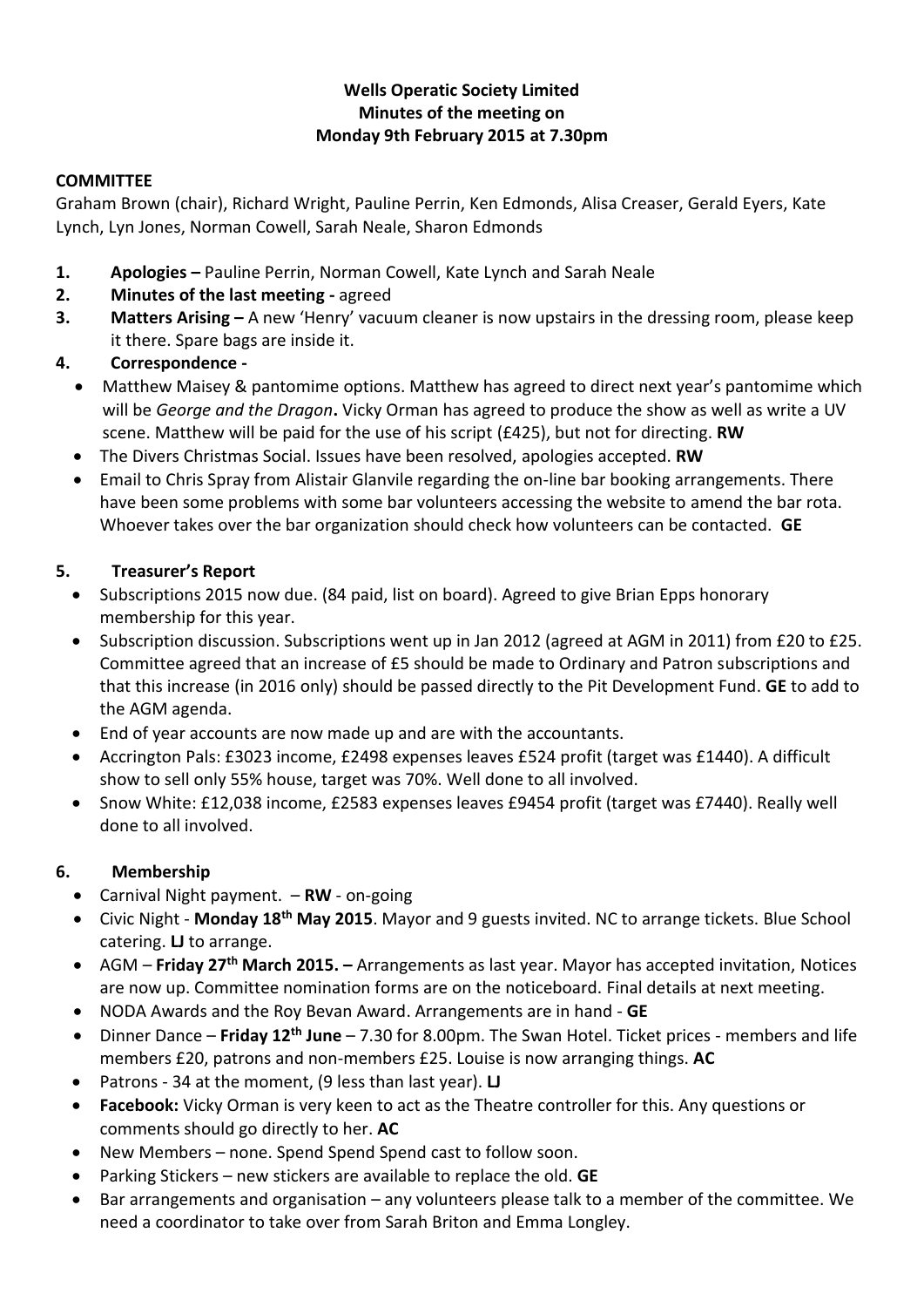**Wells Operatic Society Limited**
**Minutes of the meeting on**
**Monday 9th February 2015 at 7.30pm**

**COMMITTEE**

Graham Brown (chair), Richard Wright, Pauline Perrin, Ken Edmonds, Alisa Creaser, Gerald Eyers, Kate Lynch, Lyn Jones, Norman Cowell, Sarah Neale, Sharon Edmonds

1. **Apologies –** Pauline Perrin, Norman Cowell, Kate Lynch and Sarah Neale
2. **Minutes of the last meeting -** agreed
3. **Matters Arising –** A new 'Henry' vacuum cleaner is now upstairs in the dressing room, please keep it there. Spare bags are inside it.
4. **Correspondence -**
   - Matthew Maisey & pantomime options. Matthew has agreed to direct next year's pantomime which will be *George and the Dragon***.** Vicky Orman has agreed to produce the show as well as write a UV scene. Matthew will be paid for the use of his script (£425), but not for directing. **RW**
   - The Divers Christmas Social. Issues have been resolved, apologies accepted. **RW**
   - Email to Chris Spray from Alistair Glanvile regarding the on-line bar booking arrangements. There have been some problems with some bar volunteers accessing the website to amend the bar rota. Whoever takes over the bar organization should check how volunteers can be contacted. **GE**

5. **Treasurer's Report**
   - Subscriptions 2015 now due. (84 paid, list on board). Agreed to give Brian Epps honorary membership for this year.
   - Subscription discussion. Subscriptions went up in Jan 2012 (agreed at AGM in 2011) from £20 to £25. Committee agreed that an increase of £5 should be made to Ordinary and Patron subscriptions and that this increase (in 2016 only) should be passed directly to the Pit Development Fund. **GE** to add to the AGM agenda.
   - End of year accounts are now made up and are with the accountants.
   - Accrington Pals: £3023 income, £2498 expenses leaves £524 profit (target was £1440). A difficult show to sell only 55% house, target was 70%. Well done to all involved.
   - Snow White: £12,038 income, £2583 expenses leaves £9454 profit (target was £7440). Really well done to all involved.

6. **Membership**
   - Carnival Night payment. – **RW** - on-going
   - Civic Night - **Monday 18th May 2015**. Mayor and 9 guests invited. NC to arrange tickets. Blue School catering. **LJ** to arrange.
   - AGM – **Friday 27th March 2015. –** Arrangements as last year. Mayor has accepted invitation, Notices are now up. Committee nomination forms are on the noticeboard. Final details at next meeting.
   - NODA Awards and the Roy Bevan Award. Arrangements are in hand - **GE**
   - Dinner Dance – **Friday 12th June** – 7.30 for 8.00pm. The Swan Hotel. Ticket prices - members and life members £20, patrons and non-members £25. Louise is now arranging things. **AC**
   - Patrons - 34 at the moment, (9 less than last year). **LJ**
   - **Facebook:** Vicky Orman is very keen to act as the Theatre controller for this. Any questions or comments should go directly to her. **AC**
   - New Members – none. Spend Spend Spend cast to follow soon.
   - Parking Stickers – new stickers are available to replace the old. **GE**
   - Bar arrangements and organisation – any volunteers please talk to a member of the committee. We need a coordinator to take over from Sarah Briton and Emma Longley.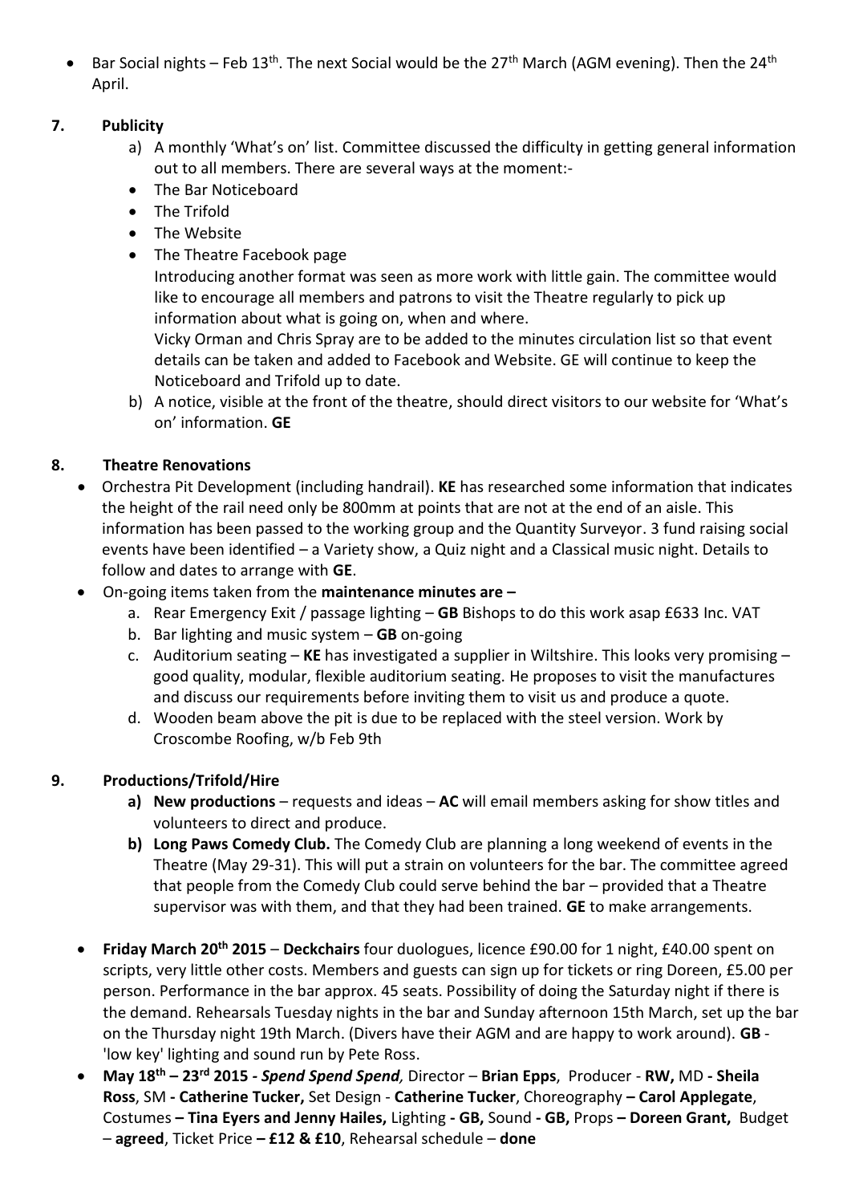- Bar Social nights – Feb 13th. The next Social would be the 27th March (AGM evening). Then the 24th April.

**7. Publicity**

a) A monthly 'What's on' list. Committee discussed the difficulty in getting general information out to all members. There are several ways at the moment:-

- The Bar Noticeboard
- The Trifold
- The Website
- The Theatre Facebook page

Introducing another format was seen as more work with little gain. The committee would like to encourage all members and patrons to visit the Theatre regularly to pick up information about what is going on, when and where.

Vicky Orman and Chris Spray are to be added to the minutes circulation list so that event details can be taken and added to Facebook and Website. GE will continue to keep the Noticeboard and Trifold up to date.

b) A notice, visible at the front of the theatre, should direct visitors to our website for 'What's on' information. **GE**

**8. Theatre Renovations**

- Orchestra Pit Development (including handrail). **KE** has researched some information that indicates the height of the rail need only be 800mm at points that are not at the end of an aisle. This information has been passed to the working group and the Quantity Surveyor. 3 fund raising social events have been identified – a Variety show, a Quiz night and a Classical music night. Details to follow and dates to arrange with **GE**.
- On-going items taken from the **maintenance minutes are –**
  a. Rear Emergency Exit / passage lighting – **GB** Bishops to do this work asap £633 Inc. VAT
  b. Bar lighting and music system – **GB** on-going
  c. Auditorium seating – **KE** has investigated a supplier in Wiltshire. This looks very promising – good quality, modular, flexible auditorium seating. He proposes to visit the manufactures and discuss our requirements before inviting them to visit us and produce a quote.
  d. Wooden beam above the pit is due to be replaced with the steel version. Work by Croscombe Roofing, w/b Feb 9th

**9. Productions/Trifold/Hire**

**a) New productions** – requests and ideas – **AC** will email members asking for show titles and volunteers to direct and produce.

**b) Long Paws Comedy Club.** The Comedy Club are planning a long weekend of events in the Theatre (May 29-31). This will put a strain on volunteers for the bar. The committee agreed that people from the Comedy Club could serve behind the bar – provided that a Theatre supervisor was with them, and that they had been trained. **GE** to make arrangements.

- **Friday March 20th 2015** – **Deckchairs** four duologues, licence £90.00 for 1 night, £40.00 spent on scripts, very little other costs. Members and guests can sign up for tickets or ring Doreen, £5.00 per person. Performance in the bar approx. 45 seats. Possibility of doing the Saturday night if there is the demand. Rehearsals Tuesday nights in the bar and Sunday afternoon 15th March, set up the bar on the Thursday night 19th March. (Divers have their AGM and are happy to work around). **GB** - 'low key' lighting and sound run by Pete Ross.
- **May 18th – 23rd 2015 -** ***Spend Spend Spend,*** Director – **Brian Epps**, Producer - **RW,** MD **- Sheila Ross**, SM **- Catherine Tucker,** Set Design - **Catherine Tucker**, Choreography **– Carol Applegate**, Costumes **– Tina Eyers and Jenny Hailes,** Lighting **- GB,** Sound **- GB,** Props **– Doreen Grant,** Budget – **agreed**, Ticket Price **– £12 & £10**, Rehearsal schedule – **done**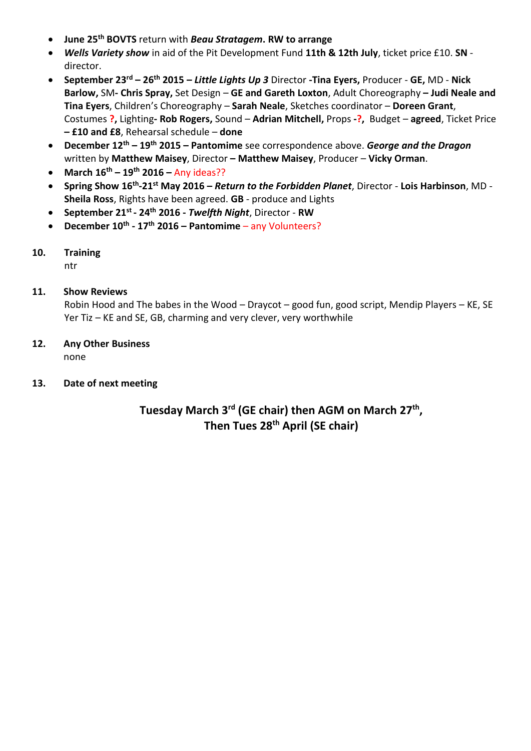- **June 25th BOVTS** return with ***Beau Stratagem*****. RW to arrange**
- ***Wells Variety show*** in aid of the Pit Development Fund **11th & 12th July**, ticket price £10. **SN** - director.
- **September 23rd – 26th 2015 –** ***Little Lights Up 3*** Director **-Tina Eyers,** Producer - **GE,** MD - **Nick Barlow,** SM**- Chris Spray,** Set Design – **GE and Gareth Loxton**, Adult Choreography **– Judi Neale and Tina Eyers**, Children's Choreography – **Sarah Neale**, Sketches coordinator – **Doreen Grant**, Costumes **?,** Lighting**- Rob Rogers,** Sound – **Adrian Mitchell,** Props **-?,** Budget – **agreed**, Ticket Price **– £10 and £8**, Rehearsal schedule – **done**
- **December 12th – 19th 2015 – Pantomime** see correspondence above. ***George and the Dragon*** written by **Matthew Maisey**, Director **– Matthew Maisey**, Producer – **Vicky Orman**.
- **March 16th – 19th 2016 –** Any ideas??
- **Spring Show 16th-21st May 2016 –** ***Return to the Forbidden Planet***, Director - **Lois Harbinson**, MD - **Sheila Ross**, Rights have been agreed. **GB** - produce and Lights
- **September 21st - 24th 2016 -** ***Twelfth Night***, Director - **RW**
- **December 10th - 17th 2016 – Pantomime** – any Volunteers?

**10. Training**

ntr

**11. Show Reviews**

Robin Hood and The babes in the Wood – Draycot – good fun, good script, Mendip Players – KE, SE

Yer Tiz – KE and SE, GB, charming and very clever, very worthwhile

**12. Any Other Business**

none

**13. Date of next meeting**

**Tuesday March 3rd (GE chair) then AGM on March 27th,**
**Then Tues 28th April (SE chair)**